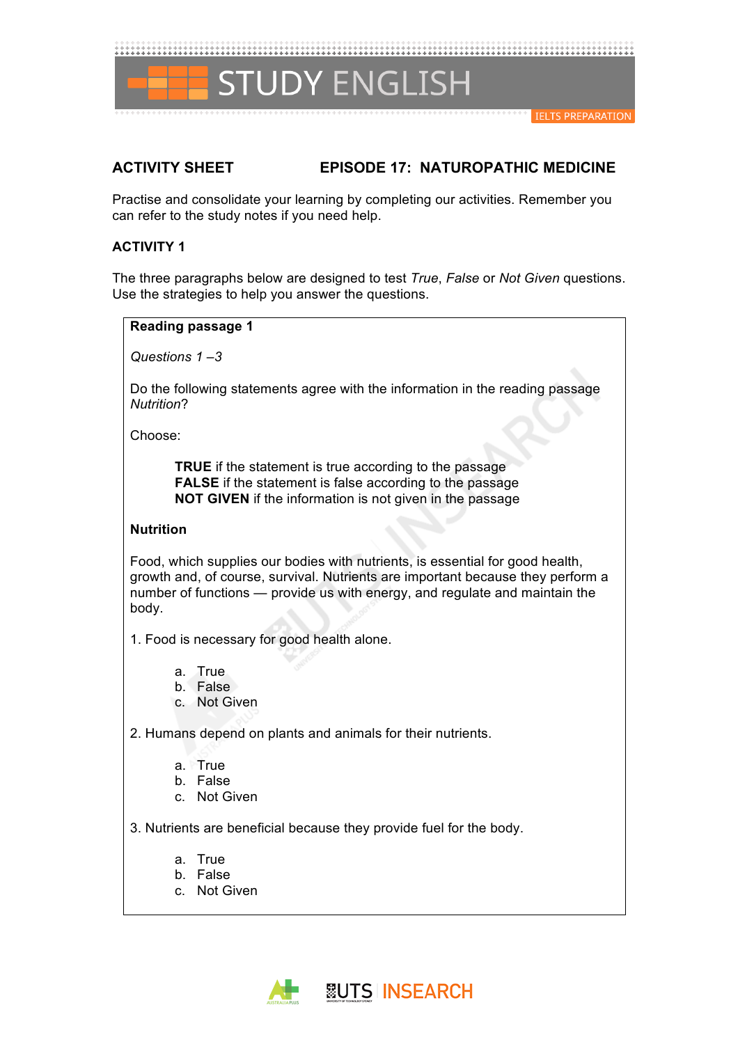# STUDY ENGLISH

IELTS PREPARATION

**ACTIVITY SHEET** **EPISODE 17: NATUROPATHIC MEDICINE**

Practise and consolidate your learning by completing our activities. Remember you can refer to the study notes if you need help.

## ACTIVITY 1

The three paragraphs below are designed to test *True*, *False* or *Not Given* questions. Use the strategies to help you answer the questions.

### Reading passage 1

*Questions 1 –3*

Do the following statements agree with the information in the reading passage *Nutrition*?

Choose:

**TRUE** if the statement is true according to the passage
**FALSE** if the statement is false according to the passage
**NOT GIVEN** if the information is not given in the passage

**Nutrition**

Food, which supplies our bodies with nutrients, is essential for good health, growth and, of course, survival. Nutrients are important because they perform a number of functions — provide us with energy, and regulate and maintain the body.

1. Food is necessary for good health alone.

   a. True
   b. False
   c. Not Given

2. Humans depend on plants and animals for their nutrients.

   a. True
   b. False
   c. Not Given

3. Nutrients are beneficial because they provide fuel for the body.

   a. True
   b. False
   c. Not Given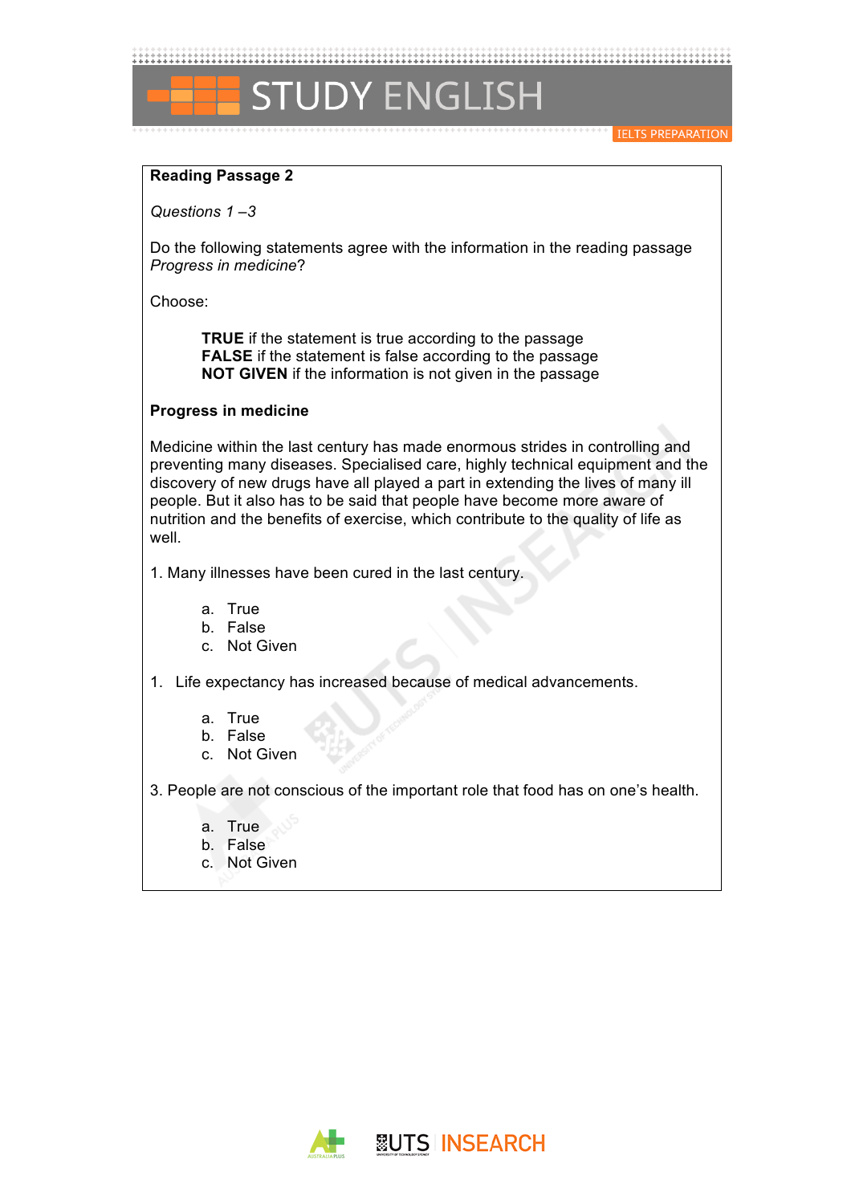**Reading Passage 2**

*Questions 1 –3*

Do the following statements agree with the information in the reading passage *Progress in medicine*?

Choose:

**TRUE** if the statement is true according to the passage
**FALSE** if the statement is false according to the passage
**NOT GIVEN** if the information is not given in the passage

**Progress in medicine**

Medicine within the last century has made enormous strides in controlling and preventing many diseases. Specialised care, highly technical equipment and the discovery of new drugs have all played a part in extending the lives of many ill people. But it also has to be said that people have become more aware of nutrition and the benefits of exercise, which contribute to the quality of life as well.

1. Many illnesses have been cured in the last century.

   a. True
   b. False
   c. Not Given

1. Life expectancy has increased because of medical advancements.

   a. True
   b. False
   c. Not Given

3. People are not conscious of the important role that food has on one's health.

   a. True
   b. False
   c. Not Given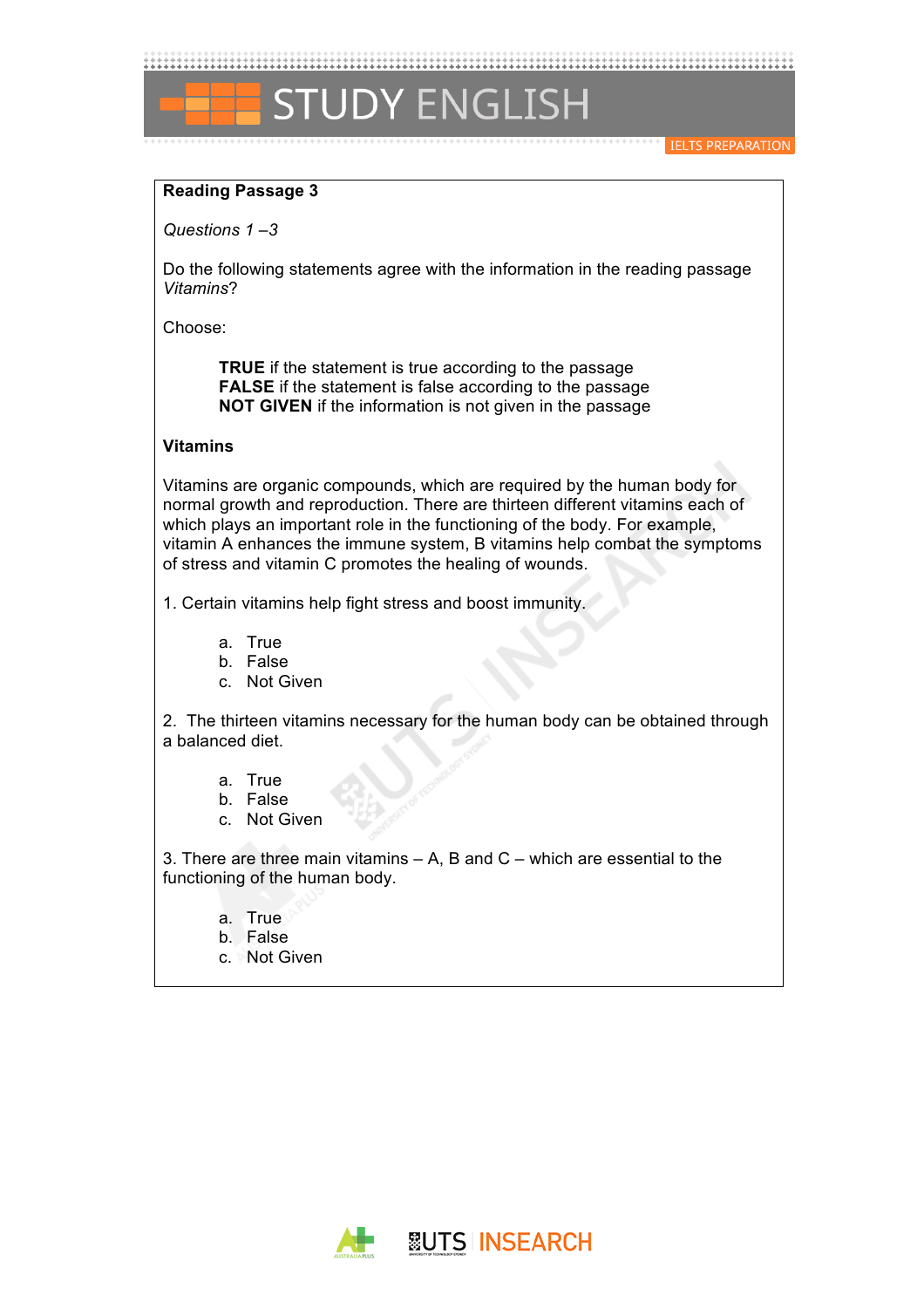**Reading Passage 3**

*Questions 1 –3*

Do the following statements agree with the information in the reading passage *Vitamins*?

Choose:

**TRUE** if the statement is true according to the passage
**FALSE** if the statement is false according to the passage
**NOT GIVEN** if the information is not given in the passage

**Vitamins**

Vitamins are organic compounds, which are required by the human body for normal growth and reproduction. There are thirteen different vitamins each of which plays an important role in the functioning of the body. For example, vitamin A enhances the immune system, B vitamins help combat the symptoms of stress and vitamin C promotes the healing of wounds.

1. Certain vitamins help fight stress and boost immunity.

   a. True
   b. False
   c. Not Given

2. The thirteen vitamins necessary for the human body can be obtained through a balanced diet.

   a. True
   b. False
   c. Not Given

3. There are three main vitamins – A, B and C – which are essential to the functioning of the human body.

   a. True
   b. False
   c. Not Given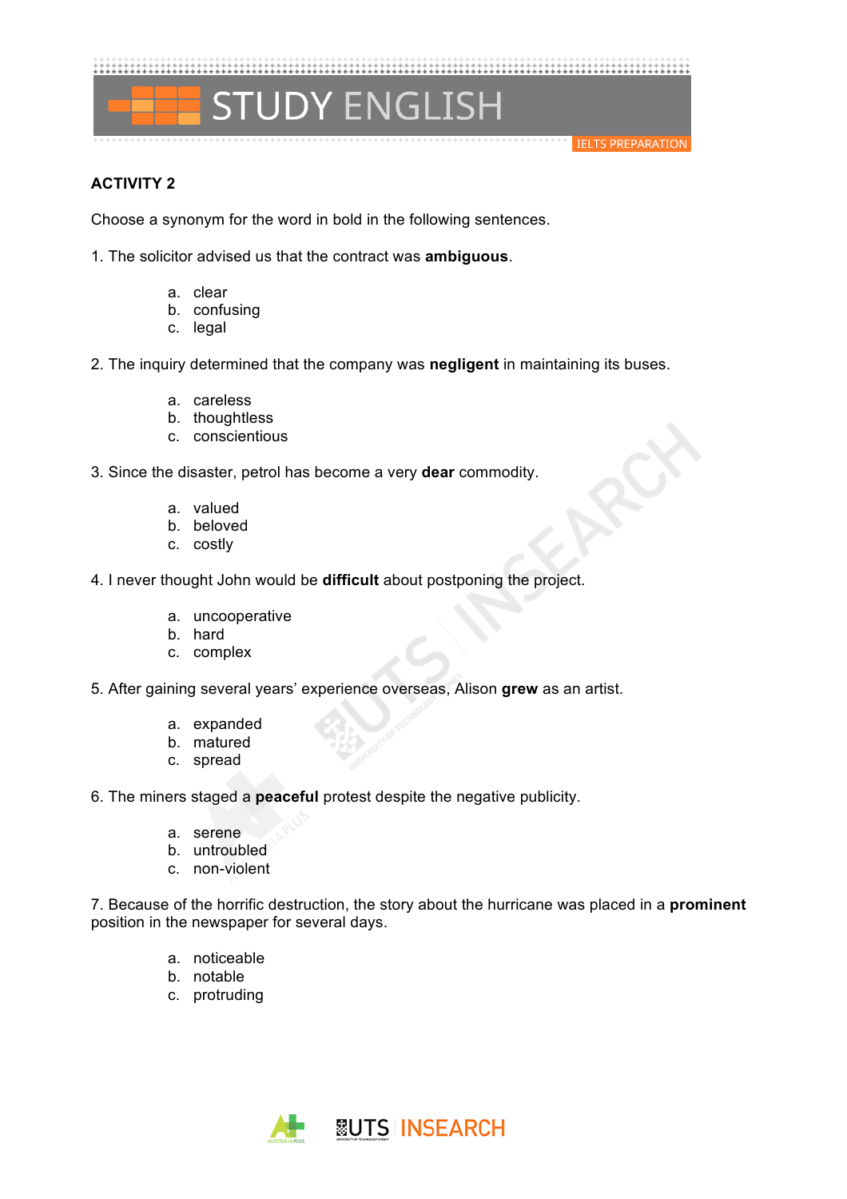## ACTIVITY 2

Choose a synonym for the word in bold in the following sentences.

1. The solicitor advised us that the contract was **ambiguous**.

   a. clear
   b. confusing
   c. legal

2. The inquiry determined that the company was **negligent** in maintaining its buses.

   a. careless
   b. thoughtless
   c. conscientious

3. Since the disaster, petrol has become a very **dear** commodity.

   a. valued
   b. beloved
   c. costly

4. I never thought John would be **difficult** about postponing the project.

   a. uncooperative
   b. hard
   c. complex

5. After gaining several years' experience overseas, Alison **grew** as an artist.

   a. expanded
   b. matured
   c. spread

6. The miners staged a **peaceful** protest despite the negative publicity.

   a. serene
   b. untroubled
   c. non-violent

7. Because of the horrific destruction, the story about the hurricane was placed in a **prominent** position in the newspaper for several days.

   a. noticeable
   b. notable
   c. protruding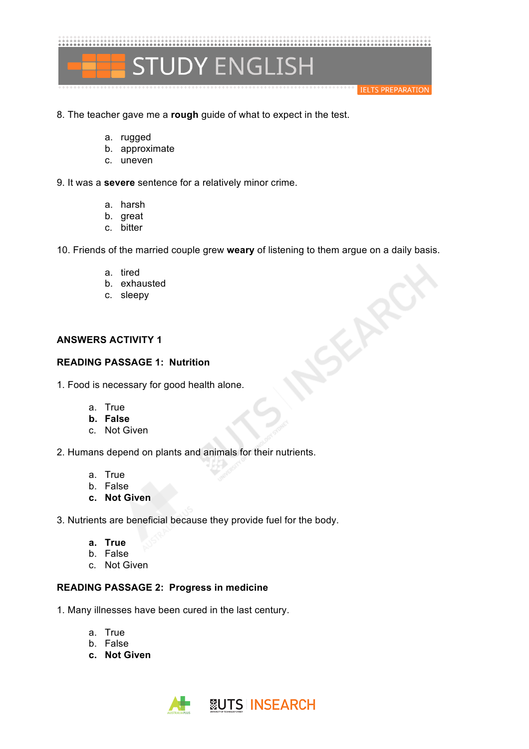8. The teacher gave me a **rough** guide of what to expect in the test.

   a. rugged
   b. approximate
   c. uneven

9. It was a **severe** sentence for a relatively minor crime.

   a. harsh
   b. great
   c. bitter

10. Friends of the married couple grew **weary** of listening to them argue on a daily basis.

   a. tired
   b. exhausted
   c. sleepy

**ANSWERS ACTIVITY 1**

**READING PASSAGE 1: Nutrition**

1. Food is necessary for good health alone.

   a. True
   **b. False**
   c. Not Given

2. Humans depend on plants and animals for their nutrients.

   a. True
   b. False
   **c. Not Given**

3. Nutrients are beneficial because they provide fuel for the body.

   **a. True**
   b. False
   c. Not Given

**READING PASSAGE 2: Progress in medicine**

1. Many illnesses have been cured in the last century.

   a. True
   b. False
   **c. Not Given**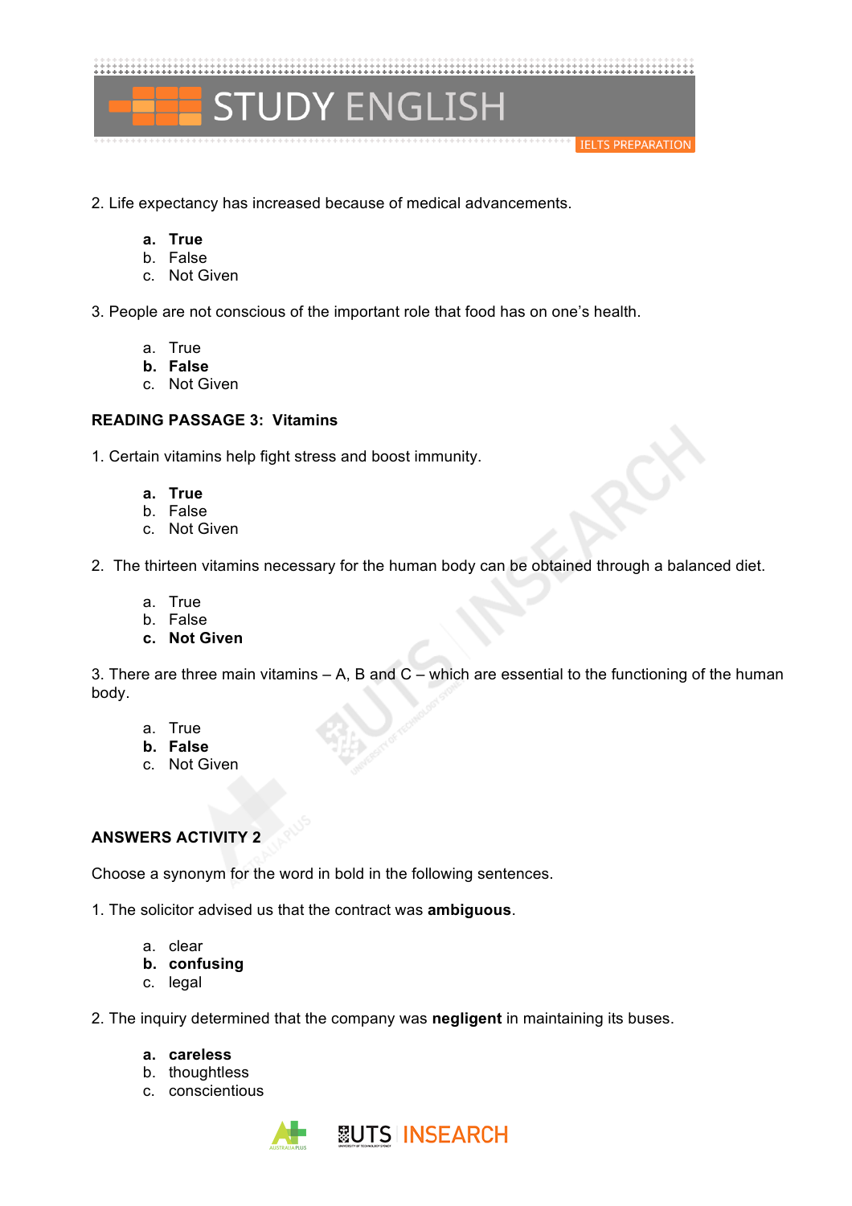2. Life expectancy has increased because of medical advancements.

   **a. True**
   b. False
   c. Not Given

3. People are not conscious of the important role that food has on one's health.

   a. True
   **b. False**
   c. Not Given

**READING PASSAGE 3: Vitamins**

1. Certain vitamins help fight stress and boost immunity.

   **a. True**
   b. False
   c. Not Given

2. The thirteen vitamins necessary for the human body can be obtained through a balanced diet.

   a. True
   b. False
   **c. Not Given**

3. There are three main vitamins – A, B and C – which are essential to the functioning of the human body.

   a. True
   **b. False**
   c. Not Given

**ANSWERS ACTIVITY 2**

Choose a synonym for the word in bold in the following sentences.

1. The solicitor advised us that the contract was **ambiguous**.

   a. clear
   **b. confusing**
   c. legal

2. The inquiry determined that the company was **negligent** in maintaining its buses.

   **a. careless**
   b. thoughtless
   c. conscientious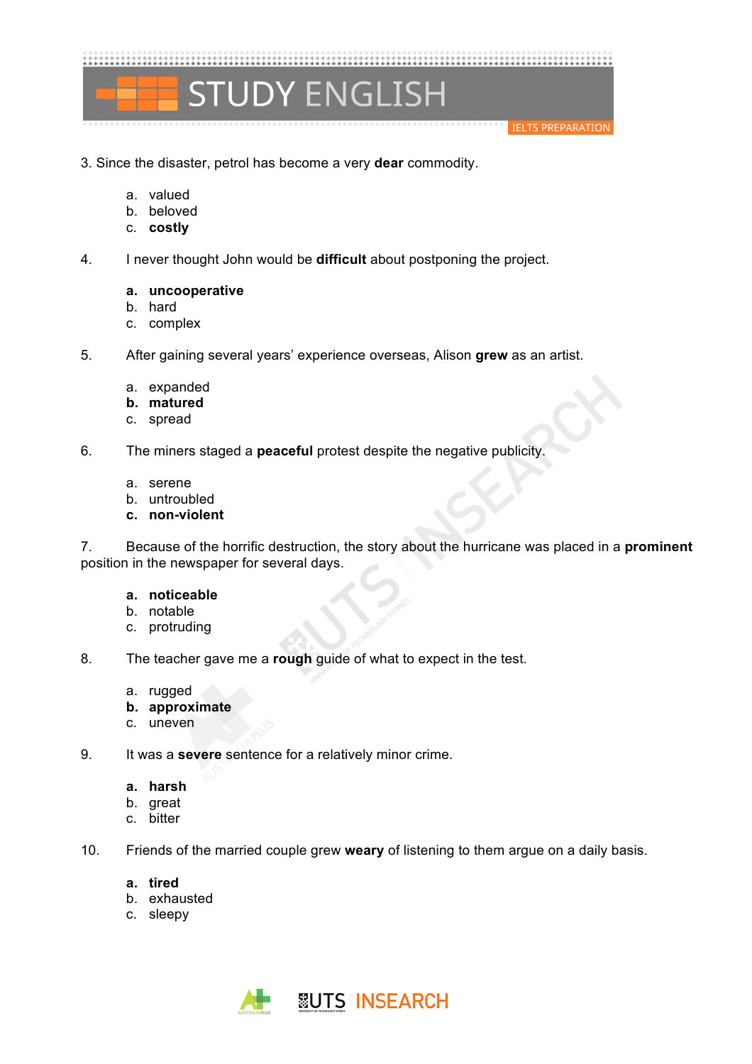3. Since the disaster, petrol has become a very **dear** commodity.

   a. valued
   b. beloved
   c. **costly**

4. I never thought John would be **difficult** about postponing the project.

   **a. uncooperative**
   b. hard
   c. complex

5. After gaining several years' experience overseas, Alison **grew** as an artist.

   a. expanded
   **b. matured**
   c. spread

6. The miners staged a **peaceful** protest despite the negative publicity.

   a. serene
   b. untroubled
   **c. non-violent**

7. Because of the horrific destruction, the story about the hurricane was placed in a **prominent** position in the newspaper for several days.

   **a. noticeable**
   b. notable
   c. protruding

8. The teacher gave me a **rough** guide of what to expect in the test.

   a. rugged
   **b. approximate**
   c. uneven

9. It was a **severe** sentence for a relatively minor crime.

   **a. harsh**
   b. great
   c. bitter

10. Friends of the married couple grew **weary** of listening to them argue on a daily basis.

   **a. tired**
   b. exhausted
   c. sleepy